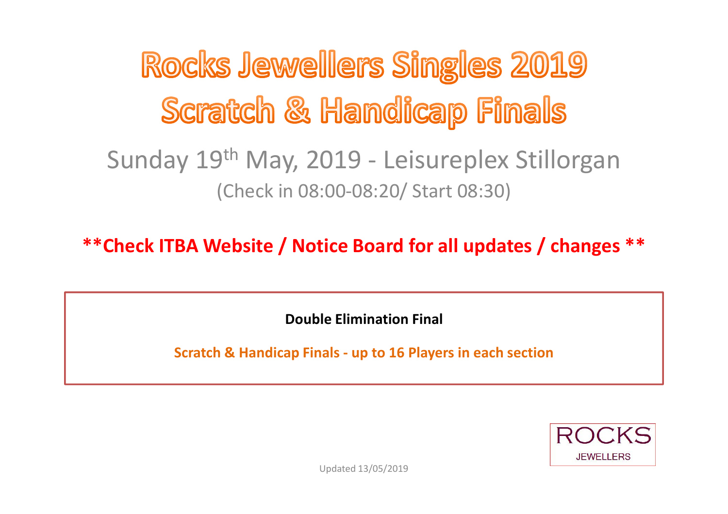# Rocks Jewellers Singles 2019
# Scratch & Handicap Finals

## Sunday 19th May, 2019 - Leisureplex Stillorgan

(Check in 08:00-08:20/ Start 08:30)

**\*\*Check ITBA Website / Notice Board for all updates / changes \*\***

**Double Elimination Final**

**Scratch & Handicap Finals - up to 16 Players in each section**

ROCKS
JEWELLERS

Updated 13/05/2019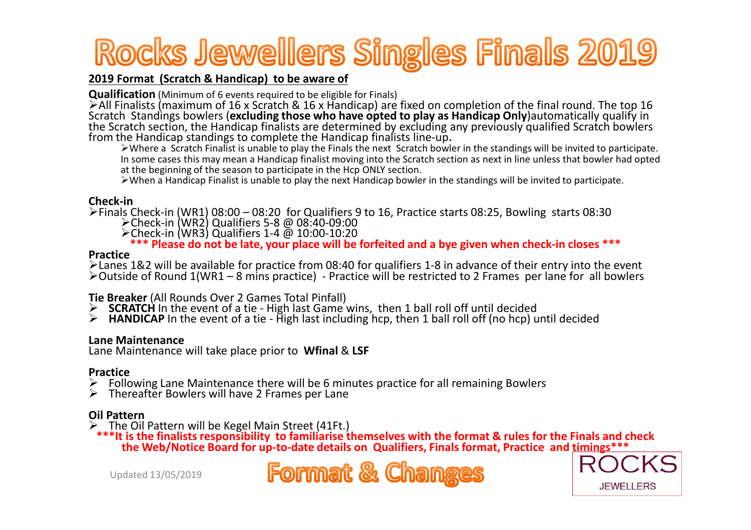# Rocks Jewellers Singles Finals 2019

**2019 Format (Scratch & Handicap) to be aware of**

**Qualification** (Minimum of 6 events required to be eligible for Finals)

- All Finalists (maximum of 16 x Scratch & 16 x Handicap) are fixed on completion of the final round. The top 16 Scratch Standings bowlers (**excluding those who have opted to play as Handicap Only**)automatically qualify in the Scratch section, the Handicap finalists are determined by excluding any previously qualified Scratch bowlers from the Handicap standings to complete the Handicap finalists line-up.
  - Where a Scratch Finalist is unable to play the Finals the next Scratch bowler in the standings will be invited to participate. In some cases this may mean a Handicap finalist moving into the Scratch section as next in line unless that bowler had opted at the beginning of the season to participate in the Hcp ONLY section.
  - When a Handicap Finalist is unable to play the next Handicap bowler in the standings will be invited to participate.

**Check-in**

- Finals Check-in (WR1) 08:00 – 08:20 for Qualifiers 9 to 16, Practice starts 08:25, Bowling starts 08:30
  - Check-in (WR2) Qualifiers 5-8 @ 08:40-09:00
  - Check-in (WR3) Qualifiers 1-4 @ 10:00-10:20

**\*\*\* Please do not be late, your place will be forfeited and a bye given when check-in closes \*\*\***

**Practice**

- Lanes 1&2 will be available for practice from 08:40 for qualifiers 1-8 in advance of their entry into the event
- Outside of Round 1(WR1 – 8 mins practice) - Practice will be restricted to 2 Frames per lane for all bowlers

**Tie Breaker** (All Rounds Over 2 Games Total Pinfall)

- **SCRATCH** In the event of a tie - High last Game wins, then 1 ball roll off until decided
- **HANDICAP** In the event of a tie - High last including hcp, then 1 ball roll off (no hcp) until decided

**Lane Maintenance**

Lane Maintenance will take place prior to **Wfinal** & **LSF**

**Practice**

- Following Lane Maintenance there will be 6 minutes practice for all remaining Bowlers
- Thereafter Bowlers will have 2 Frames per Lane

**Oil Pattern**

- The Oil Pattern will be Kegel Main Street (41Ft.)

**\*\*\*It is the finalists responsibility to familiarise themselves with the format & rules for the Finals and check the Web/Notice Board for up-to-date details on Qualifiers, Finals format, Practice and timings\*\*\***

Updated 13/05/2019

## Format & Changes

ROCKS JEWELLERS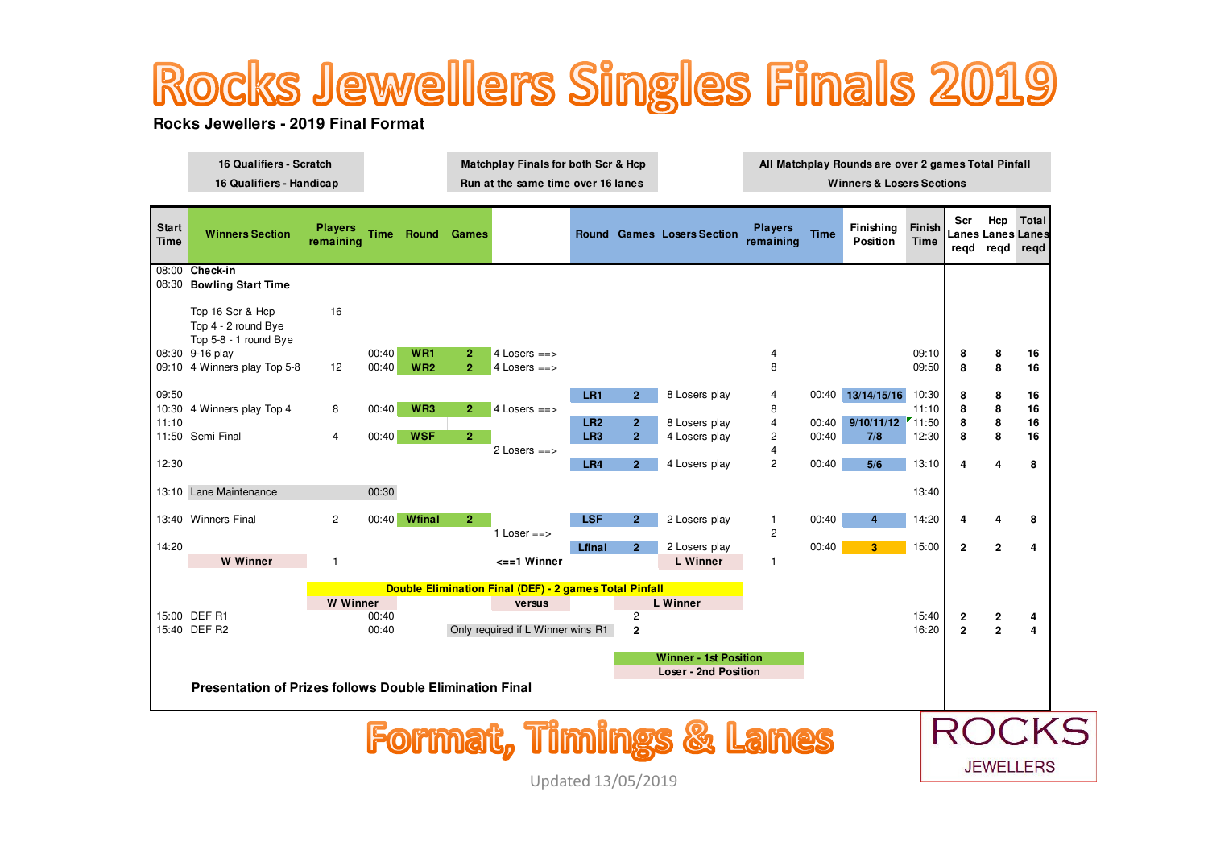# Rocks Jewellers Singles Finals 2019

**Rocks Jewellers - 2019 Final Format**

| 16 Qualifiers - Scratch<br>16 Qualifiers - Handicap | Matchplay Finals for both Scr & Hcp<br>Run at the same time over 16 lanes | All Matchplay Rounds are over 2 games Total Pinfall<br>Winners & Losers Sections |
|---|---|---|

| Start Time | Winners Section | Players remaining | Time | Round | Games | | Round | Games | Losers Section | Players remaining | Time | Finishing Position | Finish Time | Scr Lanes reqd | Hcp Lanes reqd | Total Lanes reqd |
|---|---|---|---|---|---|---|---|---|---|---|---|---|---|---|---|---|
| 08:00 | **Check-in** | | | | | | | | | | | | | | | |
| 08:30 | **Bowling Start Time** | | | | | | | | | | | | | | | |
| | Top 16 Scr & Hcp | 16 | | | | | | | | | | | | | | |
| | Top 4 - 2 round Bye | | | | | | | | | | | | | | | |
| | Top 5-8 - 1 round Bye | | | | | | | | | | | | | | | |
| 08:30 | 9-16 play | | 00:40 | WR1 | 2 | 4 Losers ==> | | | | 4 | | | 09:10 | 8 | 8 | 16 |
| 09:10 | 4 Winners play Top 5-8 | 12 | 00:40 | WR2 | 2 | 4 Losers ==> | | | | 8 | | | 09:50 | 8 | 8 | 16 |
| 09:50 | | | | | | | LR1 | 2 | 8 Losers play | 4 | 00:40 | 13/14/15/16 | 10:30 | 8 | 8 | 16 |
| 10:30 | 4 Winners play Top 4 | 8 | 00:40 | WR3 | 2 | 4 Losers ==> | | | | 8 | | | 11:10 | 8 | 8 | 16 |
| 11:10 | | | | | | | LR2 | 2 | 8 Losers play | 4 | 00:40 | 9/10/11/12 | 11:50 | 8 | 8 | 16 |
| 11:50 | Semi Final | 4 | 00:40 | WSF | 2 | | LR3 | 2 | 4 Losers play | 2 | 00:40 | 7/8 | 12:30 | 8 | 8 | 16 |
| | | | | | | 2 Losers ==> | | | | 4 | | | | | | |
| 12:30 | | | | | | | LR4 | 2 | 4 Losers play | 2 | 00:40 | 5/6 | 13:10 | 4 | 4 | 8 |
| 13:10 | Lane Maintenance | | 00:30 | | | | | | | | | | 13:40 | | | |
| 13:40 | Winners Final | 2 | 00:40 | Wfinal | 2 | | LSF | 2 | 2 Losers play | 1 | 00:40 | 4 | 14:20 | 4 | 4 | 8 |
| | | | | | | 1 Loser ==> | | | | 2 | | | | | | |
| 14:20 | | | | | | | Lfinal | 2 | 2 Losers play | | 00:40 | 3 | 15:00 | 2 | 2 | 4 |
| | W Winner | 1 | | | | <==1 Winner | | | L Winner | 1 | | | | | | |
| | | | | | **Double Elimination Final (DEF) - 2 games Total Pinfall** | | | | | | | | | | | |
| | | W Winner | | | | versus | | | L Winner | | | | | | | |
| 15:00 | DEF R1 | | 00:40 | | | | | 2 | | | | | 15:40 | 2 | 2 | 4 |
| 15:40 | DEF R2 | | 00:40 | | | Only required if L Winner wins R1 | | 2 | | | | | 16:20 | 2 | 2 | 4 |

**Winner - 1st Position**
**Loser - 2nd Position**

**Presentation of Prizes follows Double Elimination Final**

## Format, Timings & Lanes

ROCKS JEWELLERS

Updated 13/05/2019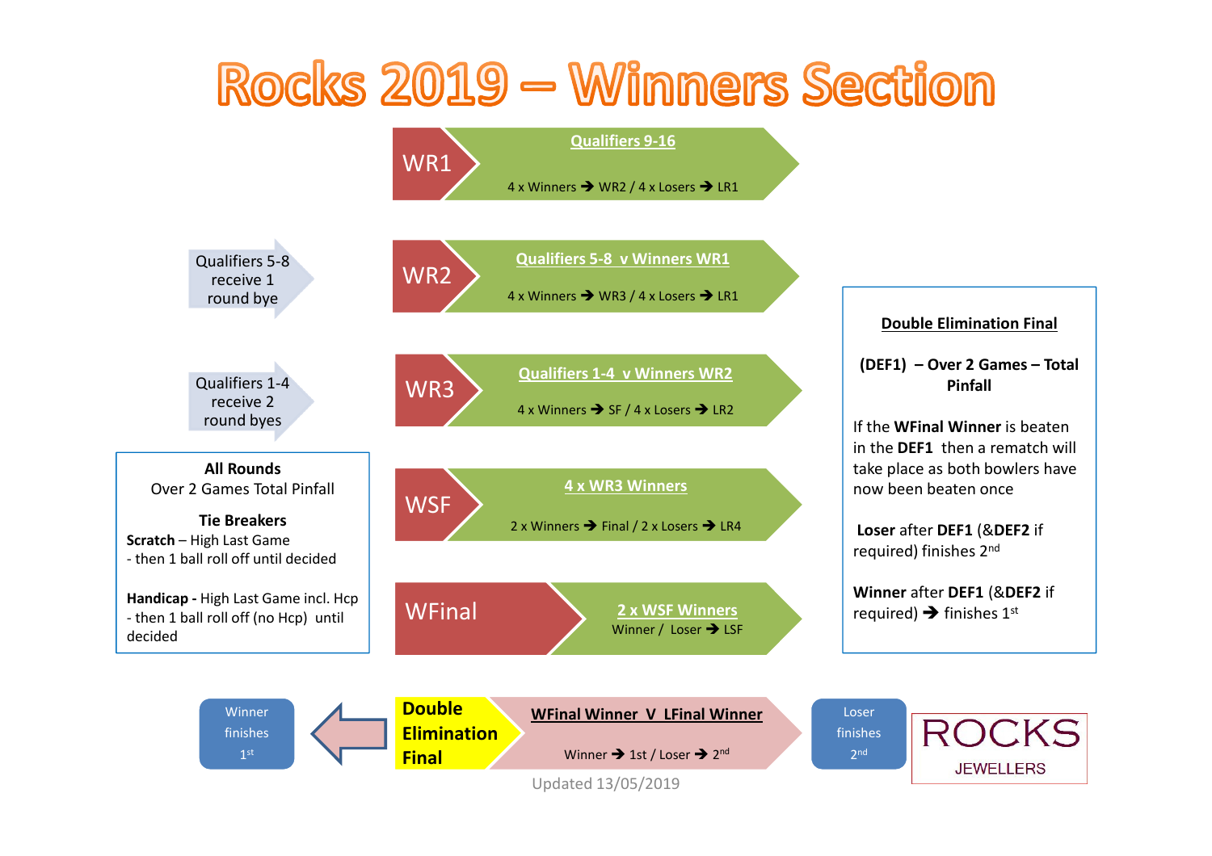# Rocks 2019 – Winners Section

**WR1** — **Qualifiers 9-16**
4 x Winners ➔ WR2 / 4 x Losers ➔ LR1

Qualifiers 5-8 receive 1 round bye

**WR2** — **Qualifiers 5-8 v Winners WR1**
4 x Winners ➔ WR3 / 4 x Losers ➔ LR1

Qualifiers 1-4 receive 2 round byes

**WR3** — **Qualifiers 1-4 v Winners WR2**
4 x Winners ➔ SF / 4 x Losers ➔ LR2

**WSF** — **4 x WR3 Winners**
2 x Winners ➔ Final / 2 x Losers ➔ LR4

**WFinal** — **2 x WSF Winners**
Winner / Loser ➔ LSF

**All Rounds**
Over 2 Games Total Pinfall

**Tie Breakers**

**Scratch** – High Last Game
- then 1 ball roll off until decided

**Handicap -** High Last Game incl. Hcp
- then 1 ball roll off (no Hcp) until decided

**Double Elimination Final**

**(DEF1) – Over 2 Games – Total Pinfall**

If the **WFinal Winner** is beaten in the **DEF1** then a rematch will take place as both bowlers have now been beaten once

**Loser** after **DEF1** (&**DEF2** if required) finishes 2nd

**Winner** after **DEF1** (&**DEF2** if required) ➔ finishes 1st

**Double Elimination Final** — **WFinal Winner V LFinal Winner**
Winner ➔ 1st / Loser ➔ 2nd

Winner finishes 1st

Loser finishes 2nd

ROCKS JEWELLERS

Updated 13/05/2019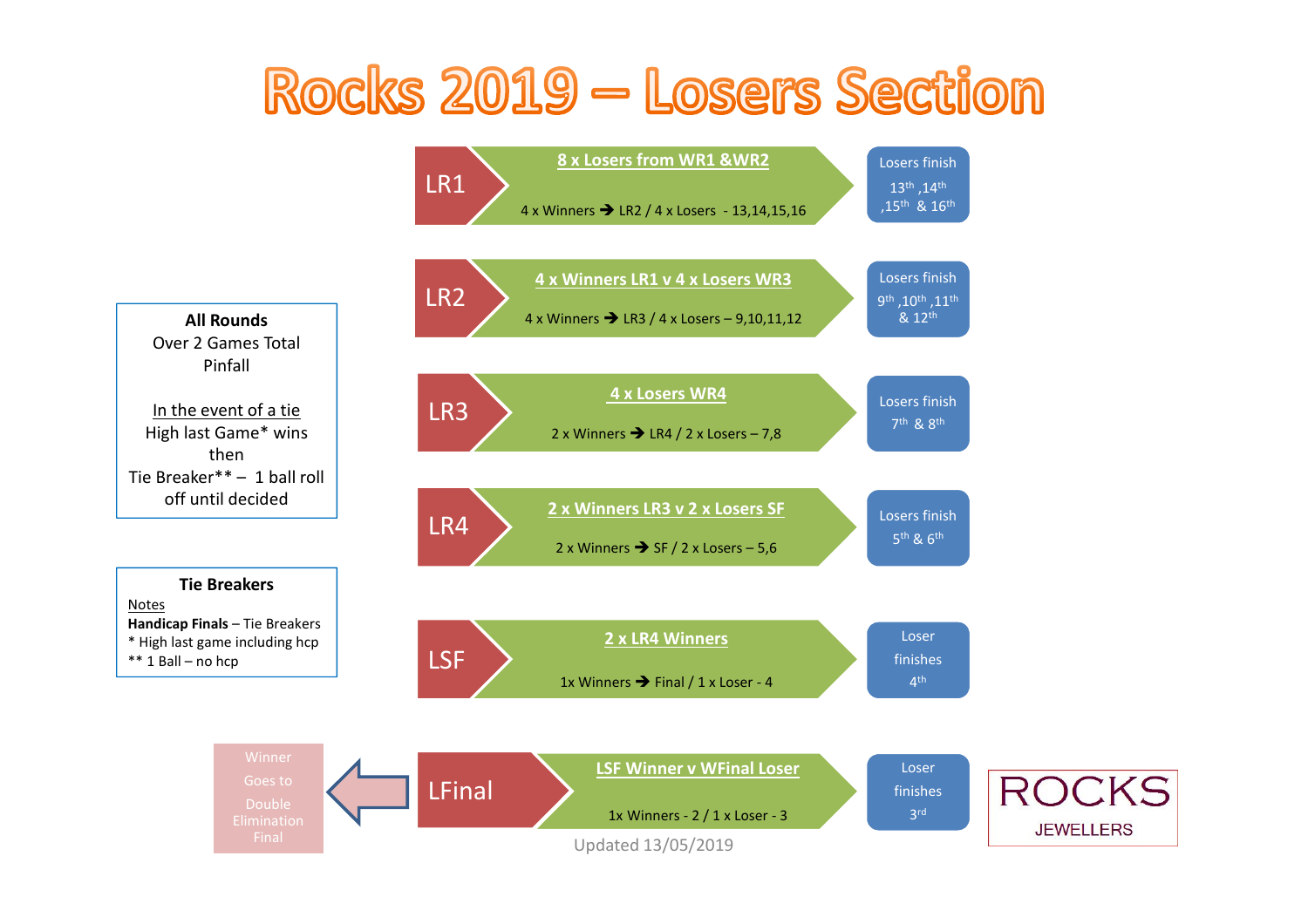# Rocks 2019 – Losers Section

**All Rounds**
Over 2 Games Total Pinfall

In the event of a tie
High last Game* wins
then
Tie Breaker** – 1 ball roll off until decided

**Tie Breakers**
Notes
**Handicap Finals** – Tie Breakers
* High last game including hcp
** 1 Ball – no hcp

**LR1**
8 x Losers from WR1 &WR2
4 x Winners ➔ LR2 / 4 x Losers - 13,14,15,16
Losers finish 13th ,14th ,15th & 16th

**LR2**
4 x Winners LR1 v 4 x Losers WR3
4 x Winners ➔ LR3 / 4 x Losers – 9,10,11,12
Losers finish 9th ,10th ,11th & 12th

**LR3**
4 x Losers WR4
2 x Winners ➔ LR4 / 2 x Losers – 7,8
Losers finish 7th & 8th

**LR4**
2 x Winners LR3 v 2 x Losers SF
2 x Winners ➔ SF / 2 x Losers – 5,6
Losers finish 5th & 6th

**LSF**
2 x LR4 Winners
1x Winners ➔ Final / 1 x Loser - 4
Loser finishes 4th

**LFinal**
LSF Winner v WFinal Loser
1x Winners - 2 / 1 x Loser - 3
Loser finishes 3rd

Winner Goes to Double Elimination Final

Updated 13/05/2019

ROCKS JEWELLERS